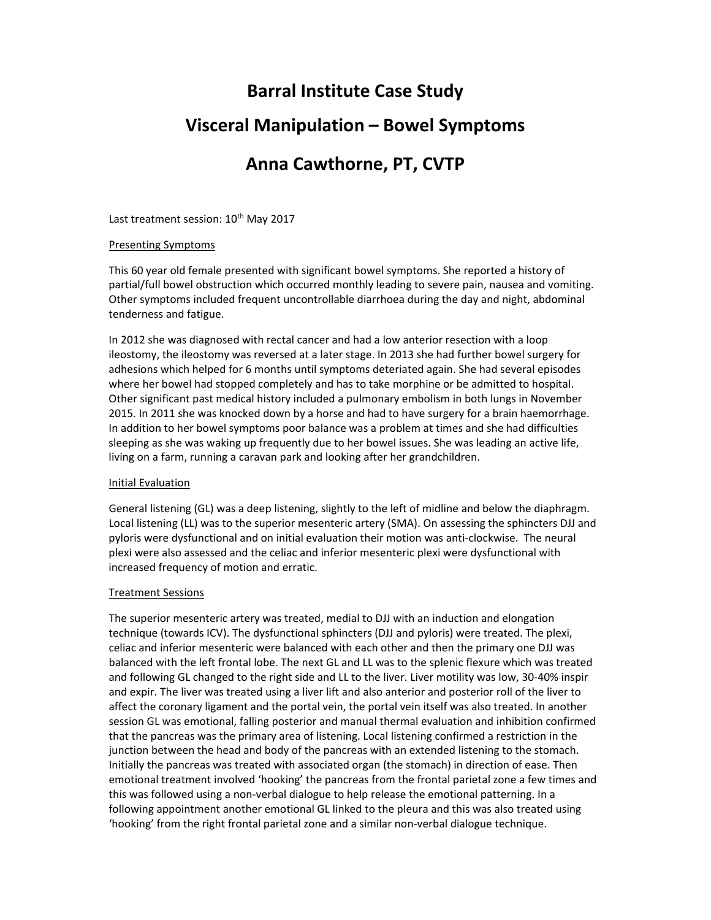# Barral Institute Case Study

# Visceral Manipulation – Bowel Symptoms

# Anna Cawthorne, PT, CVTP

Last treatment session: 10th May 2017

Presenting Symptoms

This 60 year old female presented with significant bowel symptoms. She reported a history of partial/full bowel obstruction which occurred monthly leading to severe pain, nausea and vomiting. Other symptoms included frequent uncontrollable diarrhoea during the day and night, abdominal tenderness and fatigue.

In 2012 she was diagnosed with rectal cancer and had a low anterior resection with a loop ileostomy, the ileostomy was reversed at a later stage. In 2013 she had further bowel surgery for adhesions which helped for 6 months until symptoms deteriated again. She had several episodes where her bowel had stopped completely and has to take morphine or be admitted to hospital. Other significant past medical history included a pulmonary embolism in both lungs in November 2015. In 2011 she was knocked down by a horse and had to have surgery for a brain haemorrhage. In addition to her bowel symptoms poor balance was a problem at times and she had difficulties sleeping as she was waking up frequently due to her bowel issues. She was leading an active life, living on a farm, running a caravan park and looking after her grandchildren.

Initial Evaluation

General listening (GL) was a deep listening, slightly to the left of midline and below the diaphragm. Local listening (LL) was to the superior mesenteric artery (SMA). On assessing the sphincters DJJ and pyloris were dysfunctional and on initial evaluation their motion was anti-clockwise. The neural plexi were also assessed and the celiac and inferior mesenteric plexi were dysfunctional with increased frequency of motion and erratic.

Treatment Sessions

The superior mesenteric artery was treated, medial to DJJ with an induction and elongation technique (towards ICV). The dysfunctional sphincters (DJJ and pyloris) were treated. The plexi, celiac and inferior mesenteric were balanced with each other and then the primary one DJJ was balanced with the left frontal lobe. The next GL and LL was to the splenic flexure which was treated and following GL changed to the right side and LL to the liver. Liver motility was low, 30-40% inspir and expir. The liver was treated using a liver lift and also anterior and posterior roll of the liver to affect the coronary ligament and the portal vein, the portal vein itself was also treated. In another session GL was emotional, falling posterior and manual thermal evaluation and inhibition confirmed that the pancreas was the primary area of listening. Local listening confirmed a restriction in the junction between the head and body of the pancreas with an extended listening to the stomach. Initially the pancreas was treated with associated organ (the stomach) in direction of ease. Then emotional treatment involved 'hooking' the pancreas from the frontal parietal zone a few times and this was followed using a non-verbal dialogue to help release the emotional patterning. In a following appointment another emotional GL linked to the pleura and this was also treated using 'hooking' from the right frontal parietal zone and a similar non-verbal dialogue technique.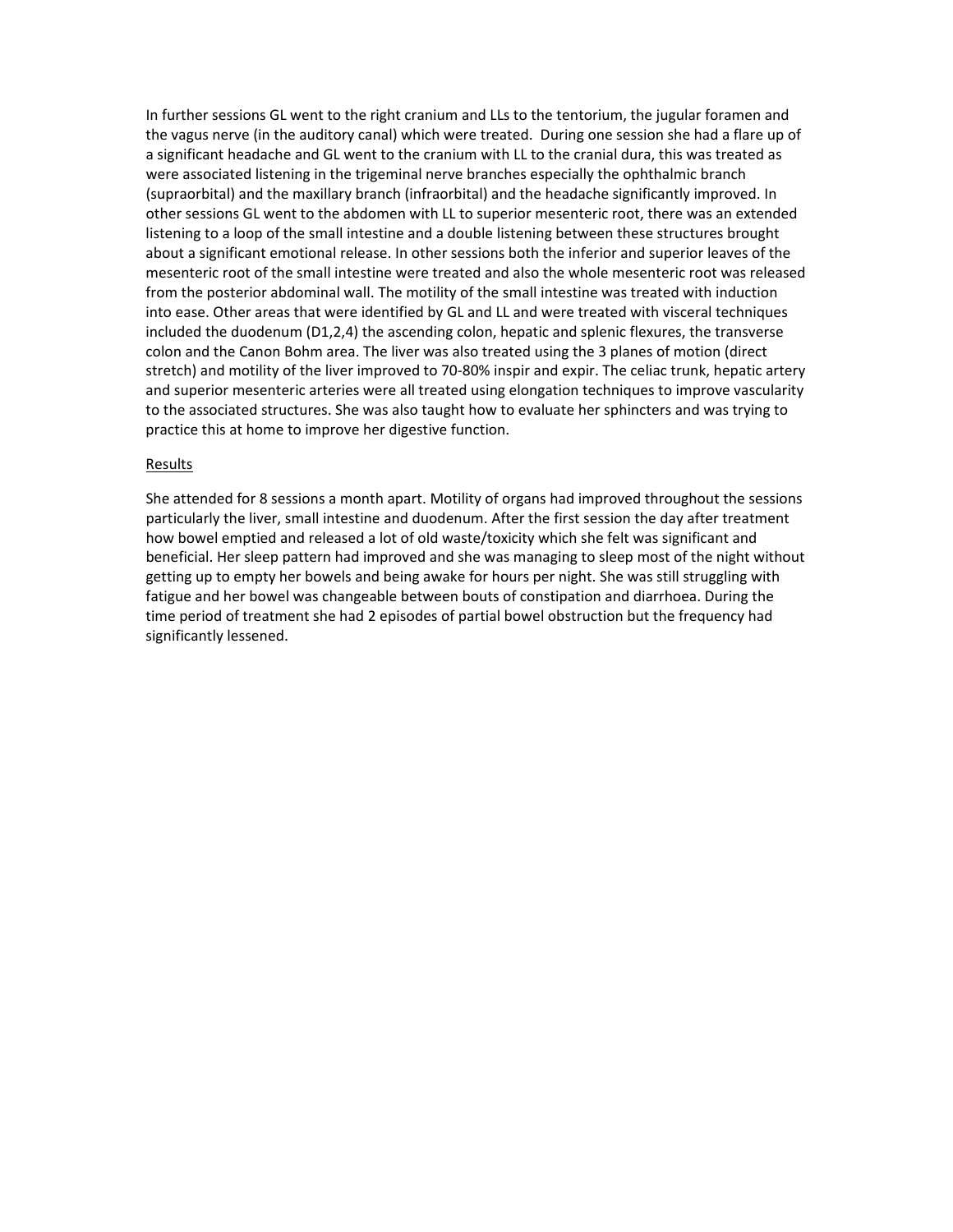In further sessions GL went to the right cranium and LLs to the tentorium, the jugular foramen and the vagus nerve (in the auditory canal) which were treated. During one session she had a flare up of a significant headache and GL went to the cranium with LL to the cranial dura, this was treated as were associated listening in the trigeminal nerve branches especially the ophthalmic branch (supraorbital) and the maxillary branch (infraorbital) and the headache significantly improved. In other sessions GL went to the abdomen with LL to superior mesenteric root, there was an extended listening to a loop of the small intestine and a double listening between these structures brought about a significant emotional release. In other sessions both the inferior and superior leaves of the mesenteric root of the small intestine were treated and also the whole mesenteric root was released from the posterior abdominal wall. The motility of the small intestine was treated with induction into ease. Other areas that were identified by GL and LL and were treated with visceral techniques included the duodenum (D1,2,4) the ascending colon, hepatic and splenic flexures, the transverse colon and the Canon Bohm area. The liver was also treated using the 3 planes of motion (direct stretch) and motility of the liver improved to 70-80% inspir and expir. The celiac trunk, hepatic artery and superior mesenteric arteries were all treated using elongation techniques to improve vascularity to the associated structures. She was also taught how to evaluate her sphincters and was trying to practice this at home to improve her digestive function.

<u>Results</u>

She attended for 8 sessions a month apart. Motility of organs had improved throughout the sessions particularly the liver, small intestine and duodenum. After the first session the day after treatment how bowel emptied and released a lot of old waste/toxicity which she felt was significant and beneficial. Her sleep pattern had improved and she was managing to sleep most of the night without getting up to empty her bowels and being awake for hours per night. She was still struggling with fatigue and her bowel was changeable between bouts of constipation and diarrhoea. During the time period of treatment she had 2 episodes of partial bowel obstruction but the frequency had significantly lessened.